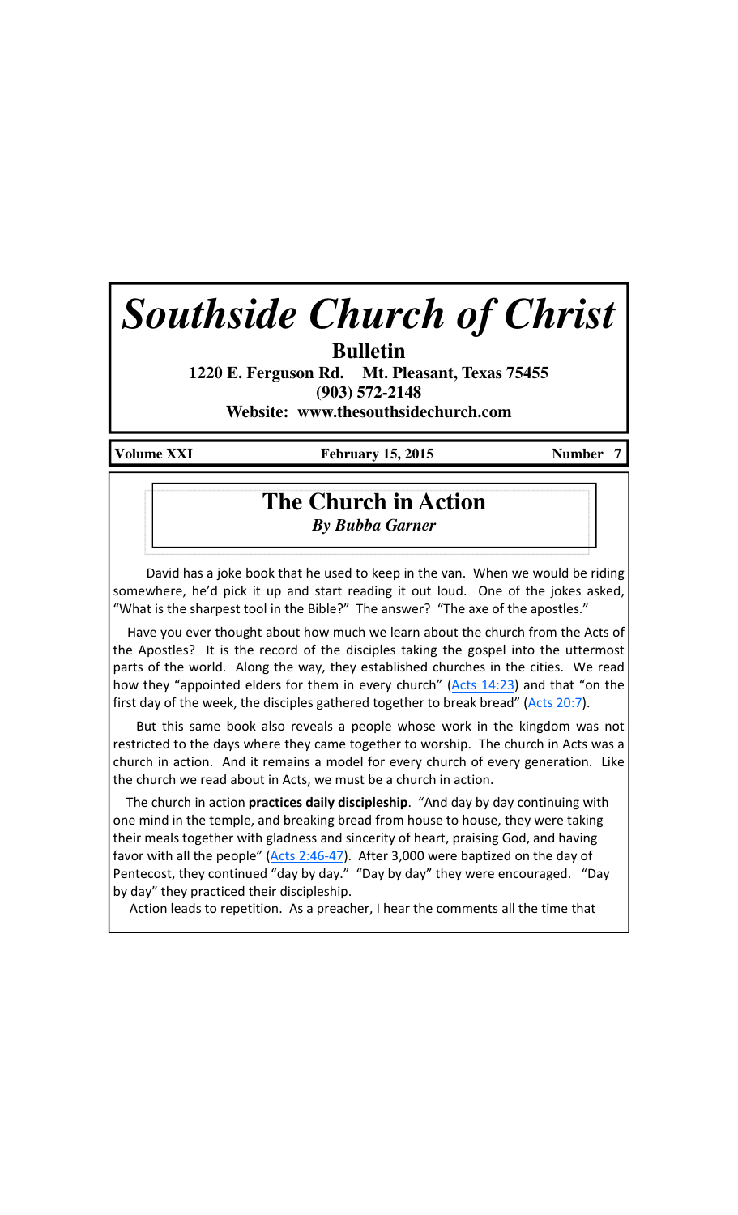# Southside Church of Christ

**Bulletin**

**1220 E. Ferguson Rd. Mt. Pleasant, Texas 75455**

**(903) 572-2148**

**Website: www.thesouthsidechurch.com**

**Volume XXI** | **February 15, 2015** | **Number 7**

## The Church in Action

***By Bubba Garner***

David has a joke book that he used to keep in the van. When we would be riding somewhere, he'd pick it up and start reading it out loud. One of the jokes asked, "What is the sharpest tool in the Bible?" The answer? "The axe of the apostles."

Have you ever thought about how much we learn about the church from the Acts of the Apostles? It is the record of the disciples taking the gospel into the uttermost parts of the world. Along the way, they established churches in the cities. We read how they "appointed elders for them in every church" (Acts 14:23) and that "on the first day of the week, the disciples gathered together to break bread" (Acts 20:7).

But this same book also reveals a people whose work in the kingdom was not restricted to the days where they came together to worship. The church in Acts was a church in action. And it remains a model for every church of every generation. Like the church we read about in Acts, we must be a church in action.

The church in action **practices daily discipleship**. "And day by day continuing with one mind in the temple, and breaking bread from house to house, they were taking their meals together with gladness and sincerity of heart, praising God, and having favor with all the people" (Acts 2:46-47). After 3,000 were baptized on the day of Pentecost, they continued "day by day." "Day by day" they were encouraged. "Day by day" they practiced their discipleship.

Action leads to repetition. As a preacher, I hear the comments all the time that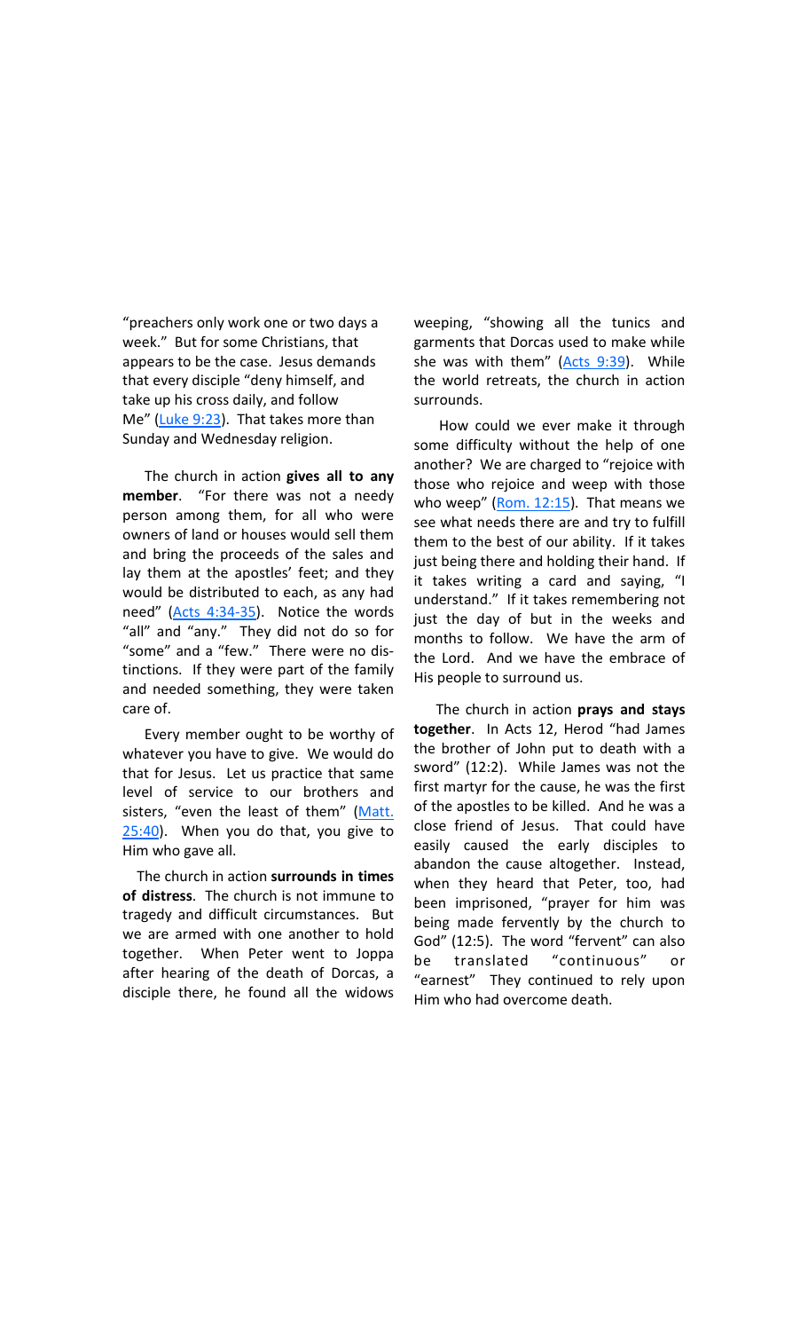"preachers only work one or two days a week." But for some Christians, that appears to be the case. Jesus demands that every disciple "deny himself, and take up his cross daily, and follow Me" (Luke 9:23). That takes more than Sunday and Wednesday religion.

The church in action **gives all to any member**. "For there was not a needy person among them, for all who were owners of land or houses would sell them and bring the proceeds of the sales and lay them at the apostles' feet; and they would be distributed to each, as any had need" (Acts 4:34-35). Notice the words "all" and "any." They did not do so for "some" and a "few." There were no distinctions. If they were part of the family and needed something, they were taken care of.

Every member ought to be worthy of whatever you have to give. We would do that for Jesus. Let us practice that same level of service to our brothers and sisters, "even the least of them" (Matt. 25:40). When you do that, you give to Him who gave all.

The church in action **surrounds in times of distress**. The church is not immune to tragedy and difficult circumstances. But we are armed with one another to hold together. When Peter went to Joppa after hearing of the death of Dorcas, a disciple there, he found all the widows weeping, "showing all the tunics and garments that Dorcas used to make while she was with them" (Acts 9:39). While the world retreats, the church in action surrounds.

How could we ever make it through some difficulty without the help of one another? We are charged to "rejoice with those who rejoice and weep with those who weep" (Rom. 12:15). That means we see what needs there are and try to fulfill them to the best of our ability. If it takes just being there and holding their hand. If it takes writing a card and saying, "I understand." If it takes remembering not just the day of but in the weeks and months to follow. We have the arm of the Lord. And we have the embrace of His people to surround us.

The church in action **prays and stays together**. In Acts 12, Herod "had James the brother of John put to death with a sword" (12:2). While James was not the first martyr for the cause, he was the first of the apostles to be killed. And he was a close friend of Jesus. That could have easily caused the early disciples to abandon the cause altogether. Instead, when they heard that Peter, too, had been imprisoned, "prayer for him was being made fervently by the church to God" (12:5). The word "fervent" can also be translated "continuous" or "earnest" They continued to rely upon Him who had overcome death.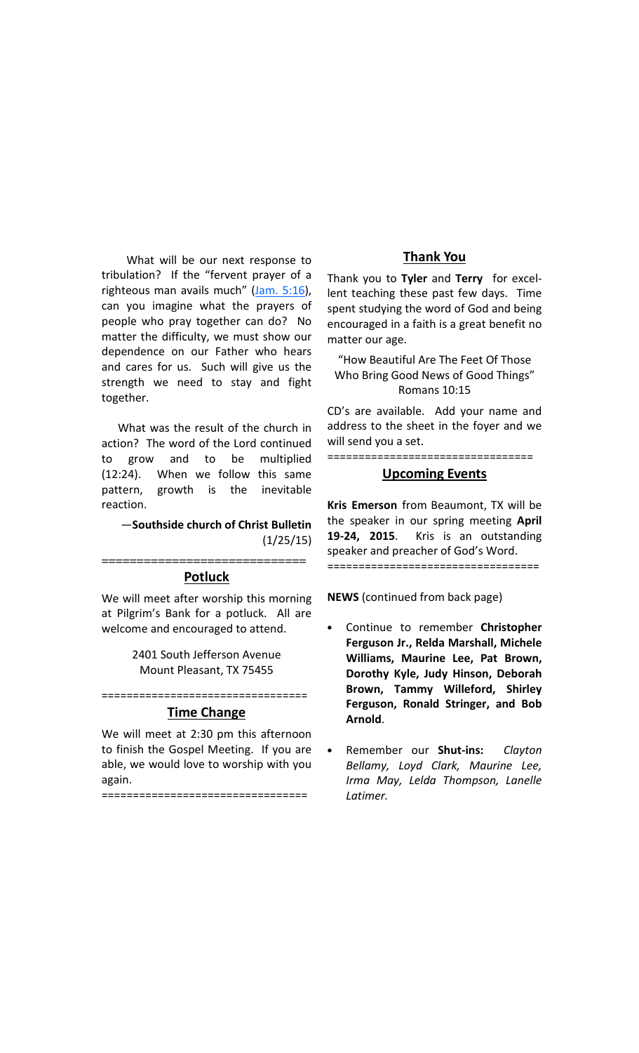What will be our next response to tribulation? If the "fervent prayer of a righteous man avails much" (Jam. 5:16), can you imagine what the prayers of people who pray together can do? No matter the difficulty, we must show our dependence on our Father who hears and cares for us. Such will give us the strength we need to stay and fight together.

What was the result of the church in action? The word of the Lord continued to grow and to be multiplied (12:24). When we follow this same pattern, growth is the inevitable reaction.

—**Southside church of Christ Bulletin** (1/25/15)

==============================

## Potluck

We will meet after worship this morning at Pilgrim's Bank for a potluck. All are welcome and encouraged to attend.

2401 South Jefferson Avenue
Mount Pleasant, TX 75455

================================

## Time Change

We will meet at 2:30 pm this afternoon to finish the Gospel Meeting. If you are able, we would love to worship with you again.

================================

## Thank You

Thank you to **Tyler** and **Terry** for excellent teaching these past few days. Time spent studying the word of God and being encouraged in a faith is a great benefit no matter our age.

"How Beautiful Are The Feet Of Those Who Bring Good News of Good Things"
Romans 10:15

CD's are available. Add your name and address to the sheet in the foyer and we will send you a set.

================================

## Upcoming Events

**Kris Emerson** from Beaumont, TX will be the speaker in our spring meeting **April 19-24, 2015**. Kris is an outstanding speaker and preacher of God's Word.

=================================

**NEWS** (continued from back page)

- Continue to remember **Christopher Ferguson Jr., Relda Marshall, Michele Williams, Maurine Lee, Pat Brown, Dorothy Kyle, Judy Hinson, Deborah Brown, Tammy Willeford, Shirley Ferguson, Ronald Stringer, and Bob Arnold**.
- Remember our **Shut-ins:** *Clayton Bellamy, Loyd Clark, Maurine Lee, Irma May, Lelda Thompson, Lanelle Latimer.*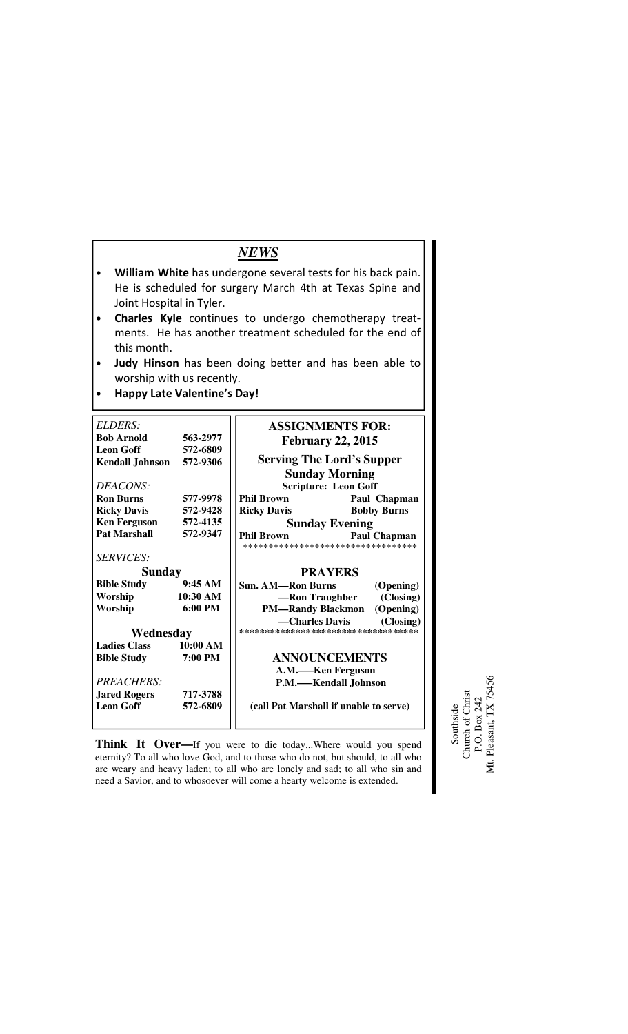## *NEWS*

- **William White** has undergone several tests for his back pain. He is scheduled for surgery March 4th at Texas Spine and Joint Hospital in Tyler.
- **Charles Kyle** continues to undergo chemotherapy treatments. He has another treatment scheduled for the end of this month.
- **Judy Hinson** has been doing better and has been able to worship with us recently.
- **Happy Late Valentine's Day!**

*ELDERS:*

| | |
|---|---|
| **Bob Arnold** | **563-2977** |
| **Leon Goff** | **572-6809** |
| **Kendall Johnson** | **572-9306** |

*DEACONS:*

| | |
|---|---|
| **Ron Burns** | **577-9978** |
| **Ricky Davis** | **572-9428** |
| **Ken Ferguson** | **572-4135** |
| **Pat Marshall** | **572-9347** |

*SERVICES:*

**Sunday**

| | |
|---|---|
| **Bible Study** | **9:45 AM** |
| **Worship** | **10:30 AM** |
| **Worship** | **6:00 PM** |

**Wednesday**

| | |
|---|---|
| **Ladies Class** | **10:00 AM** |
| **Bible Study** | **7:00 PM** |

*PREACHERS:*

| | |
|---|---|
| **Jared Rogers** | **717-3788** |
| **Leon Goff** | **572-6809** |

### ASSIGNMENTS FOR: February 22, 2015

**Serving The Lord's Supper**

**Sunday Morning**

**Scripture: Leon Goff**

| | |
|---|---|
| **Phil Brown** | **Paul Chapman** |
| **Ricky Davis** | **Bobby Burns** |

**Sunday Evening**

| | |
|---|---|
| **Phil Brown** | **Paul Chapman** |

**********************************

### PRAYERS

**Sun. AM—Ron Burns (Opening)**
**—Ron Traughber (Closing)**
**PM—Randy Blackmon (Opening)**
**—Charles Davis (Closing)**

**********************************

### ANNOUNCEMENTS

**A.M.—–Ken Ferguson**
**P.M.—–Kendall Johnson**

**(call Pat Marshall if unable to serve)**

**Think It Over—**If you were to die today...Where would you spend eternity? To all who love God, and to those who do not, but should, to all who are weary and heavy laden; to all who are lonely and sad; to all who sin and need a Savior, and to whosoever will come a hearty welcome is extended.

Southside
Church of Christ
P.O. Box 242
Mt. Pleasant, TX 75456